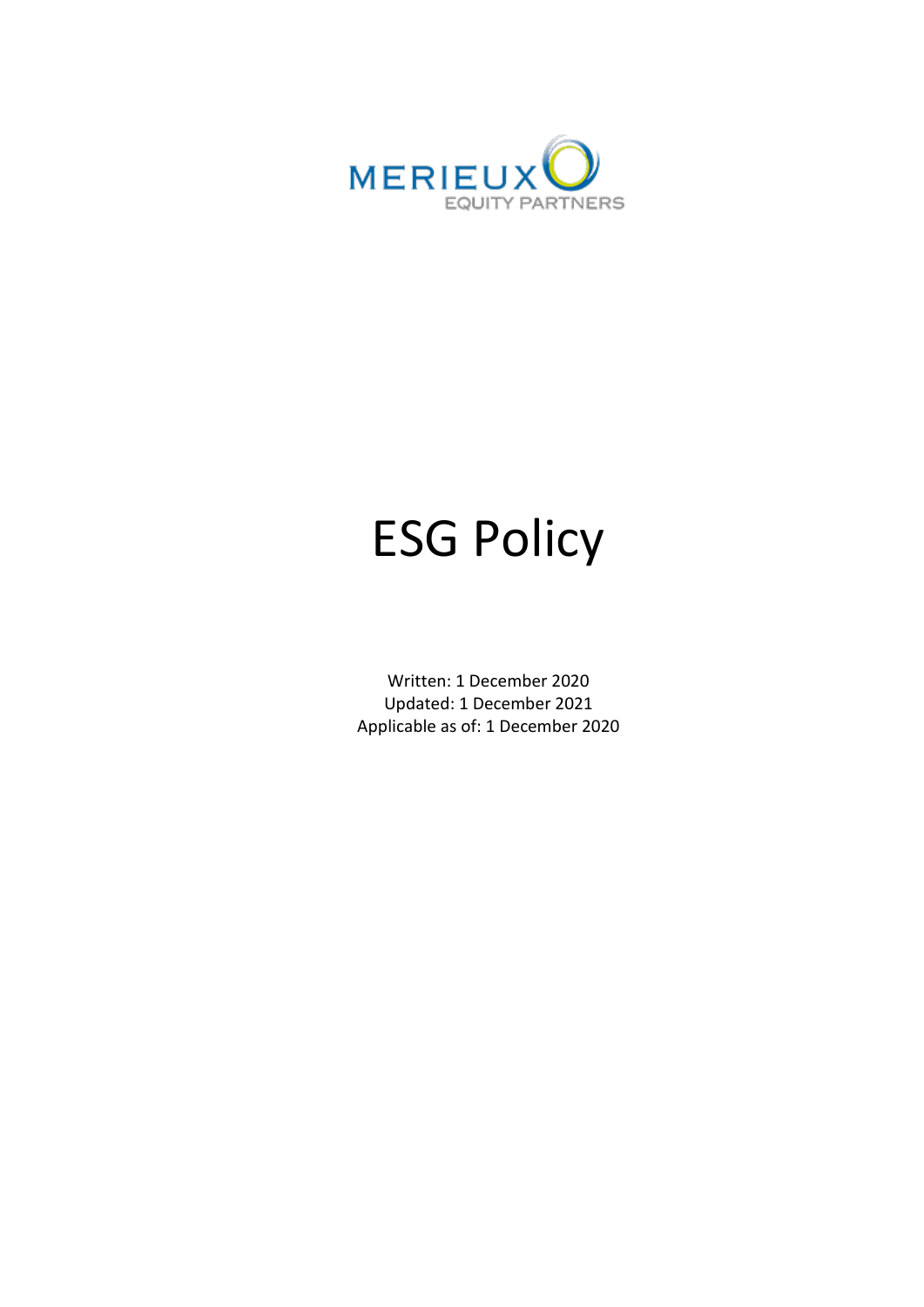MERIEUX
EQUITY PARTNERS

# ESG Policy

Written: 1 December 2020
Updated: 1 December 2021
Applicable as of: 1 December 2020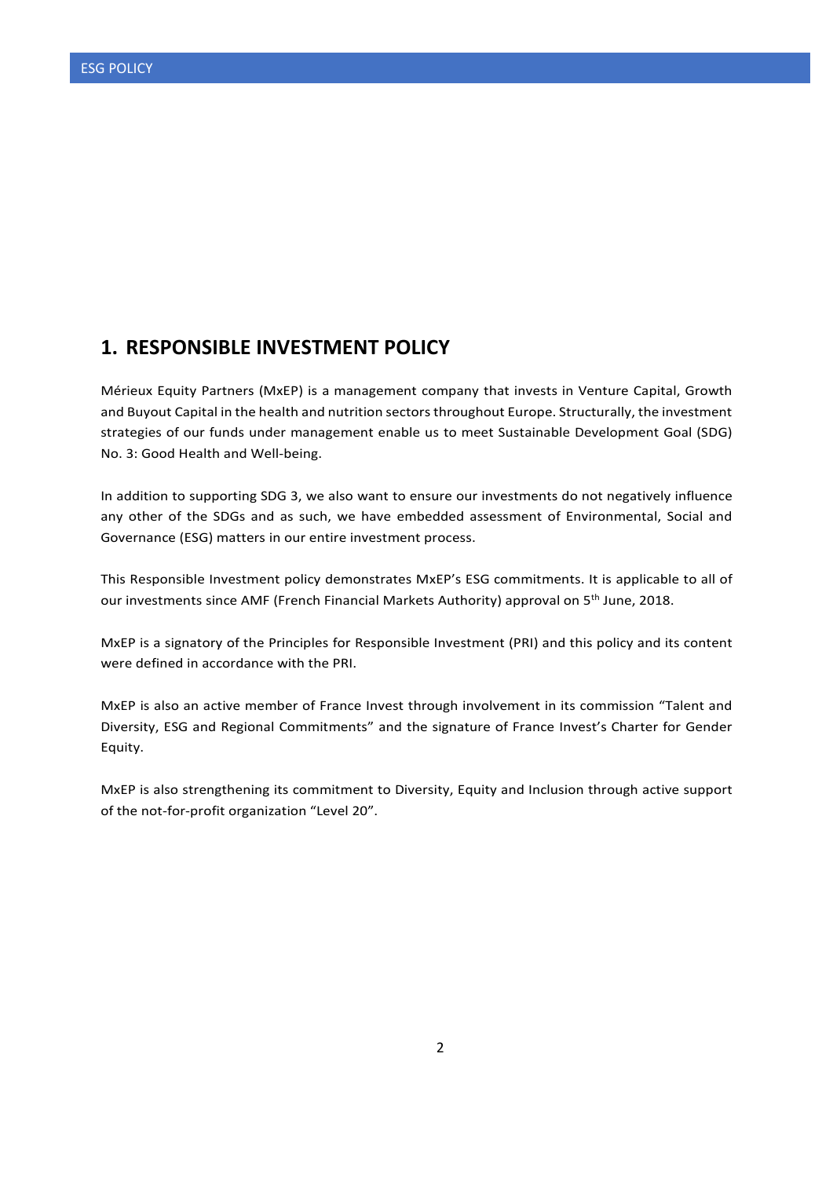# 1. RESPONSIBLE INVESTMENT POLICY

Mérieux Equity Partners (MxEP) is a management company that invests in Venture Capital, Growth and Buyout Capital in the health and nutrition sectors throughout Europe. Structurally, the investment strategies of our funds under management enable us to meet Sustainable Development Goal (SDG) No. 3: Good Health and Well-being.

In addition to supporting SDG 3, we also want to ensure our investments do not negatively influence any other of the SDGs and as such, we have embedded assessment of Environmental, Social and Governance (ESG) matters in our entire investment process.

This Responsible Investment policy demonstrates MxEP's ESG commitments. It is applicable to all of our investments since AMF (French Financial Markets Authority) approval on 5th June, 2018.

MxEP is a signatory of the Principles for Responsible Investment (PRI) and this policy and its content were defined in accordance with the PRI.

MxEP is also an active member of France Invest through involvement in its commission "Talent and Diversity, ESG and Regional Commitments" and the signature of France Invest's Charter for Gender Equity.

MxEP is also strengthening its commitment to Diversity, Equity and Inclusion through active support of the not-for-profit organization "Level 20".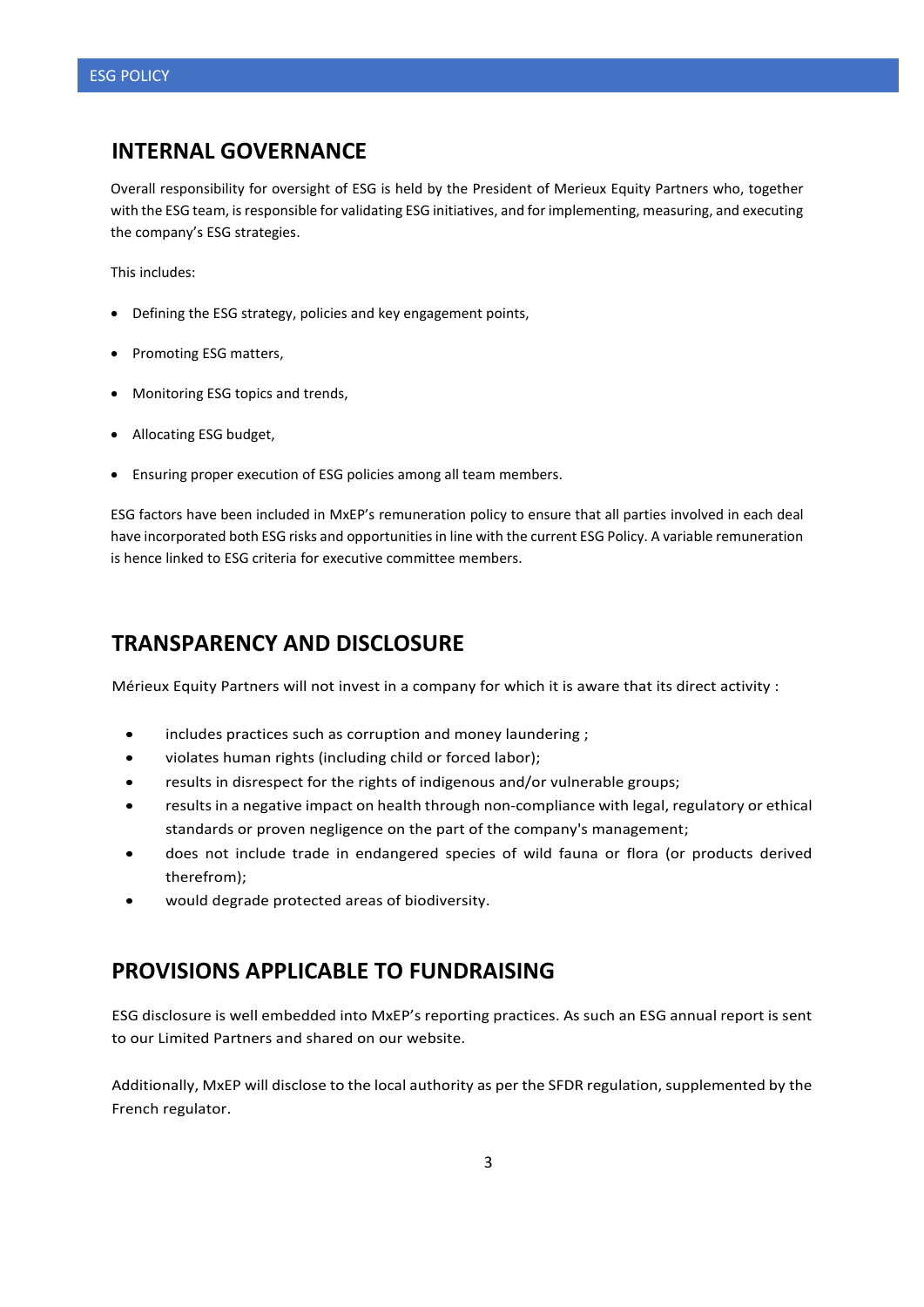## INTERNAL GOVERNANCE

Overall responsibility for oversight of ESG is held by the President of Merieux Equity Partners who, together with the ESG team, is responsible for validating ESG initiatives, and for implementing, measuring, and executing the company's ESG strategies.

This includes:

- Defining the ESG strategy, policies and key engagement points,
- Promoting ESG matters,
- Monitoring ESG topics and trends,
- Allocating ESG budget,
- Ensuring proper execution of ESG policies among all team members.

ESG factors have been included in MxEP's remuneration policy to ensure that all parties involved in each deal have incorporated both ESG risks and opportunities in line with the current ESG Policy. A variable remuneration is hence linked to ESG criteria for executive committee members.

## TRANSPARENCY AND DISCLOSURE

Mérieux Equity Partners will not invest in a company for which it is aware that its direct activity :

- includes practices such as corruption and money laundering ;
- violates human rights (including child or forced labor);
- results in disrespect for the rights of indigenous and/or vulnerable groups;
- results in a negative impact on health through non-compliance with legal, regulatory or ethical standards or proven negligence on the part of the company's management;
- does not include trade in endangered species of wild fauna or flora (or products derived therefrom);
- would degrade protected areas of biodiversity.

## PROVISIONS APPLICABLE TO FUNDRAISING

ESG disclosure is well embedded into MxEP's reporting practices. As such an ESG annual report is sent to our Limited Partners and shared on our website.

Additionally, MxEP will disclose to the local authority as per the SFDR regulation, supplemented by the French regulator.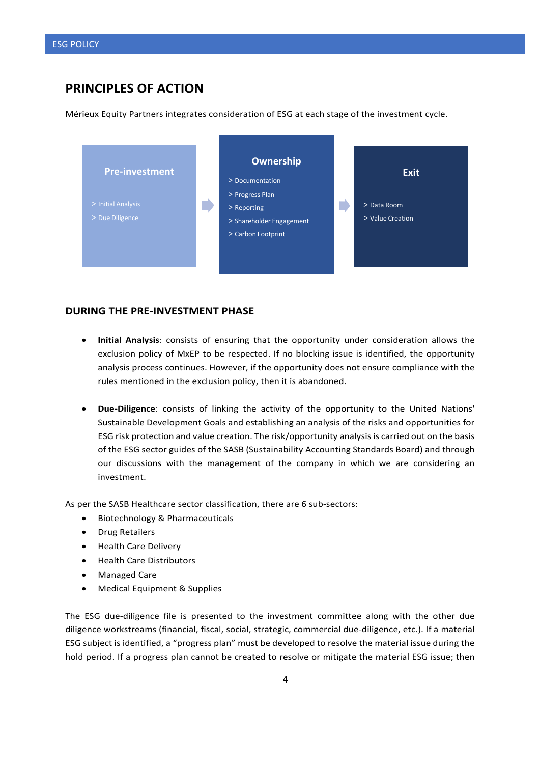## PRINCIPLES OF ACTION

Mérieux Equity Partners integrates consideration of ESG at each stage of the investment cycle.

**Pre-investment**

> Initial Analysis
> Due Diligence

**Ownership**

> Documentation
> Progress Plan
> Reporting
> Shareholder Engagement
> Carbon Footprint

**Exit**

> Data Room
> Value Creation

### DURING THE PRE-INVESTMENT PHASE

- **Initial Analysis**: consists of ensuring that the opportunity under consideration allows the exclusion policy of MxEP to be respected. If no blocking issue is identified, the opportunity analysis process continues. However, if the opportunity does not ensure compliance with the rules mentioned in the exclusion policy, then it is abandoned.

- **Due-Diligence**: consists of linking the activity of the opportunity to the United Nations' Sustainable Development Goals and establishing an analysis of the risks and opportunities for ESG risk protection and value creation. The risk/opportunity analysis is carried out on the basis of the ESG sector guides of the SASB (Sustainability Accounting Standards Board) and through our discussions with the management of the company in which we are considering an investment.

As per the SASB Healthcare sector classification, there are 6 sub-sectors:

- Biotechnology & Pharmaceuticals
- Drug Retailers
- Health Care Delivery
- Health Care Distributors
- Managed Care
- Medical Equipment & Supplies

The ESG due-diligence file is presented to the investment committee along with the other due diligence workstreams (financial, fiscal, social, strategic, commercial due-diligence, etc.). If a material ESG subject is identified, a "progress plan" must be developed to resolve the material issue during the hold period. If a progress plan cannot be created to resolve or mitigate the material ESG issue; then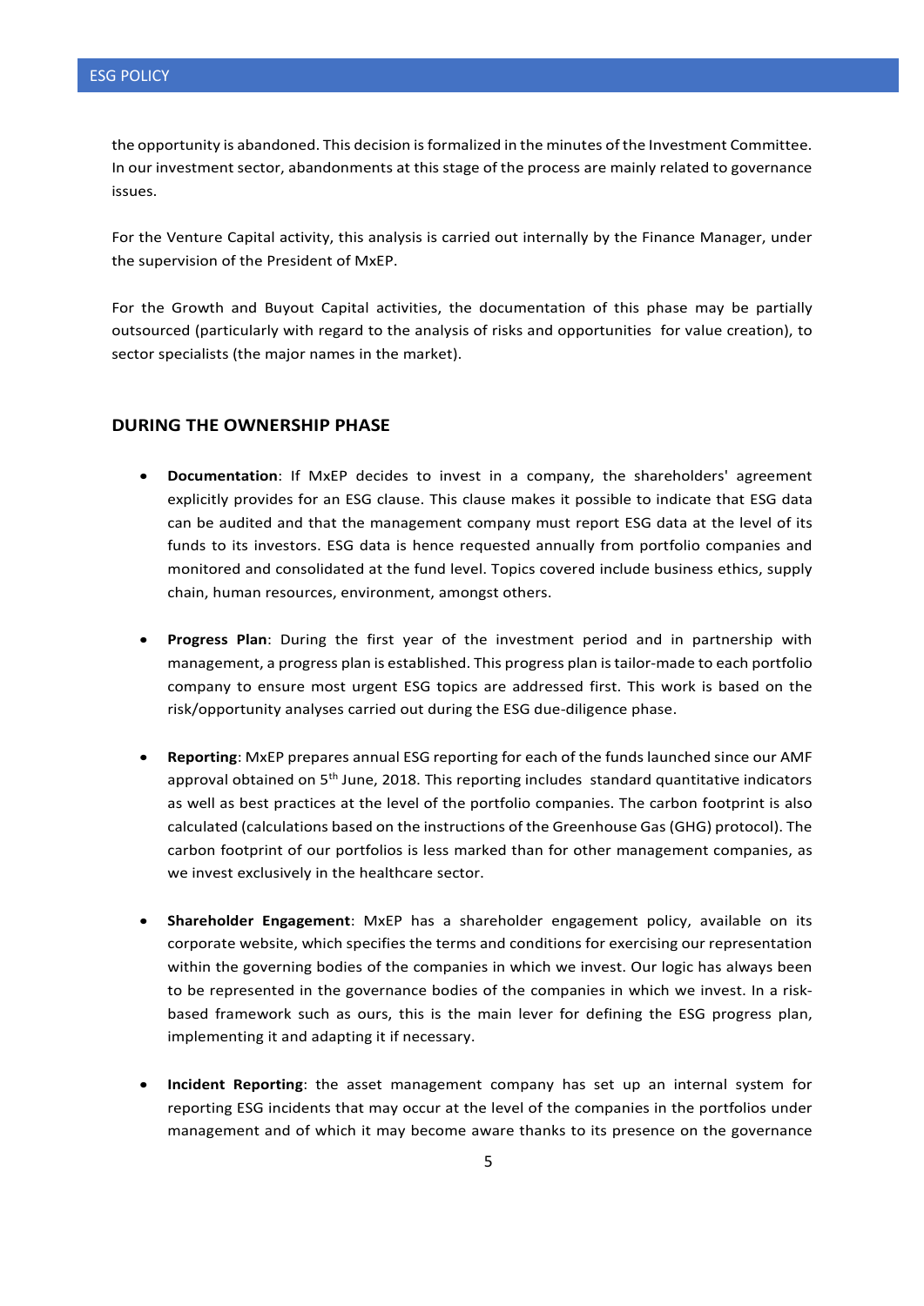the opportunity is abandoned. This decision is formalized in the minutes of the Investment Committee. In our investment sector, abandonments at this stage of the process are mainly related to governance issues.

For the Venture Capital activity, this analysis is carried out internally by the Finance Manager, under the supervision of the President of MxEP.

For the Growth and Buyout Capital activities, the documentation of this phase may be partially outsourced (particularly with regard to the analysis of risks and opportunities for value creation), to sector specialists (the major names in the market).

## DURING THE OWNERSHIP PHASE

- **Documentation**: If MxEP decides to invest in a company, the shareholders' agreement explicitly provides for an ESG clause. This clause makes it possible to indicate that ESG data can be audited and that the management company must report ESG data at the level of its funds to its investors. ESG data is hence requested annually from portfolio companies and monitored and consolidated at the fund level. Topics covered include business ethics, supply chain, human resources, environment, amongst others.

- **Progress Plan**: During the first year of the investment period and in partnership with management, a progress plan is established. This progress plan is tailor-made to each portfolio company to ensure most urgent ESG topics are addressed first. This work is based on the risk/opportunity analyses carried out during the ESG due-diligence phase.

- **Reporting**: MxEP prepares annual ESG reporting for each of the funds launched since our AMF approval obtained on 5th June, 2018. This reporting includes standard quantitative indicators as well as best practices at the level of the portfolio companies. The carbon footprint is also calculated (calculations based on the instructions of the Greenhouse Gas (GHG) protocol). The carbon footprint of our portfolios is less marked than for other management companies, as we invest exclusively in the healthcare sector.

- **Shareholder Engagement**: MxEP has a shareholder engagement policy, available on its corporate website, which specifies the terms and conditions for exercising our representation within the governing bodies of the companies in which we invest. Our logic has always been to be represented in the governance bodies of the companies in which we invest. In a risk-based framework such as ours, this is the main lever for defining the ESG progress plan, implementing it and adapting it if necessary.

- **Incident Reporting**: the asset management company has set up an internal system for reporting ESG incidents that may occur at the level of the companies in the portfolios under management and of which it may become aware thanks to its presence on the governance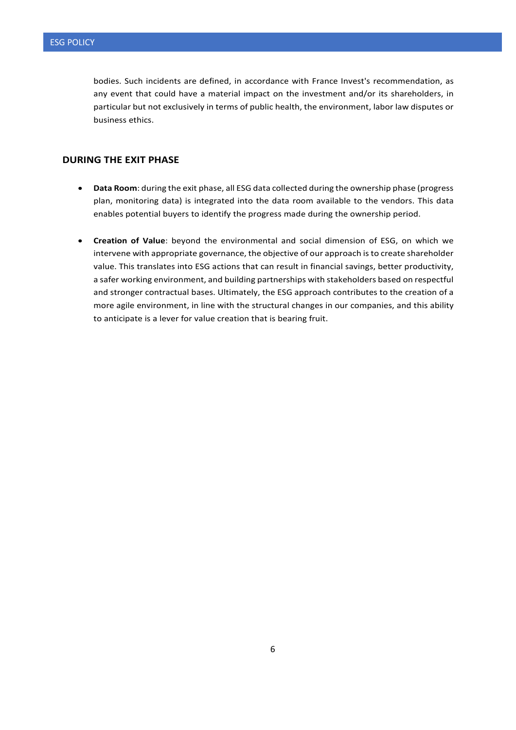bodies. Such incidents are defined, in accordance with France Invest's recommendation, as any event that could have a material impact on the investment and/or its shareholders, in particular but not exclusively in terms of public health, the environment, labor law disputes or business ethics.

## DURING THE EXIT PHASE

- **Data Room**: during the exit phase, all ESG data collected during the ownership phase (progress plan, monitoring data) is integrated into the data room available to the vendors. This data enables potential buyers to identify the progress made during the ownership period.

- **Creation of Value**: beyond the environmental and social dimension of ESG, on which we intervene with appropriate governance, the objective of our approach is to create shareholder value. This translates into ESG actions that can result in financial savings, better productivity, a safer working environment, and building partnerships with stakeholders based on respectful and stronger contractual bases. Ultimately, the ESG approach contributes to the creation of a more agile environment, in line with the structural changes in our companies, and this ability to anticipate is a lever for value creation that is bearing fruit.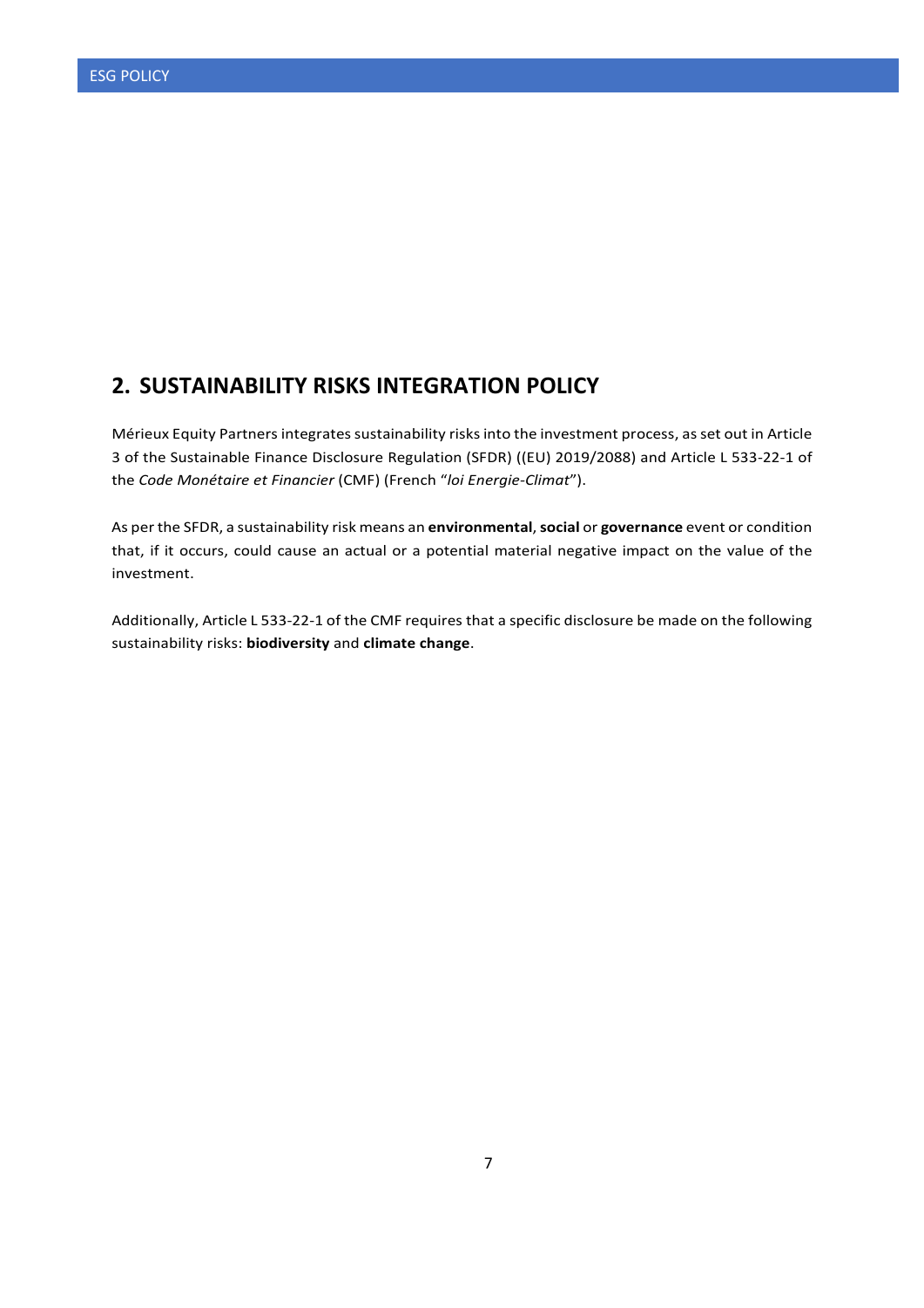## 2. SUSTAINABILITY RISKS INTEGRATION POLICY

Mérieux Equity Partners integrates sustainability risks into the investment process, as set out in Article 3 of the Sustainable Finance Disclosure Regulation (SFDR) ((EU) 2019/2088) and Article L 533-22-1 of the *Code Monétaire et Financier* (CMF) (French "*loi Energie-Climat*").

As per the SFDR, a sustainability risk means an **environmental**, **social** or **governance** event or condition that, if it occurs, could cause an actual or a potential material negative impact on the value of the investment.

Additionally, Article L 533-22-1 of the CMF requires that a specific disclosure be made on the following sustainability risks: **biodiversity** and **climate change**.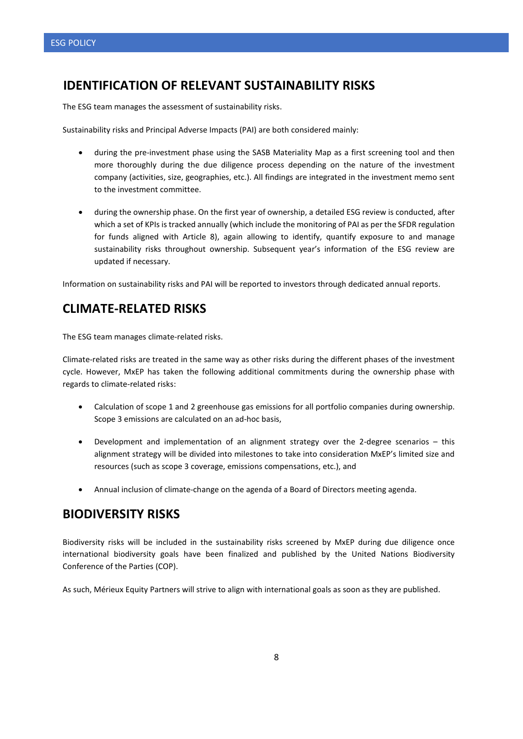## IDENTIFICATION OF RELEVANT SUSTAINABILITY RISKS

The ESG team manages the assessment of sustainability risks.

Sustainability risks and Principal Adverse Impacts (PAI) are both considered mainly:

- during the pre-investment phase using the SASB Materiality Map as a first screening tool and then more thoroughly during the due diligence process depending on the nature of the investment company (activities, size, geographies, etc.). All findings are integrated in the investment memo sent to the investment committee.

- during the ownership phase. On the first year of ownership, a detailed ESG review is conducted, after which a set of KPIs is tracked annually (which include the monitoring of PAI as per the SFDR regulation for funds aligned with Article 8), again allowing to identify, quantify exposure to and manage sustainability risks throughout ownership. Subsequent year's information of the ESG review are updated if necessary.

Information on sustainability risks and PAI will be reported to investors through dedicated annual reports.

## CLIMATE-RELATED RISKS

The ESG team manages climate-related risks.

Climate-related risks are treated in the same way as other risks during the different phases of the investment cycle. However, MxEP has taken the following additional commitments during the ownership phase with regards to climate-related risks:

- Calculation of scope 1 and 2 greenhouse gas emissions for all portfolio companies during ownership. Scope 3 emissions are calculated on an ad-hoc basis,

- Development and implementation of an alignment strategy over the 2-degree scenarios – this alignment strategy will be divided into milestones to take into consideration MxEP's limited size and resources (such as scope 3 coverage, emissions compensations, etc.), and

- Annual inclusion of climate-change on the agenda of a Board of Directors meeting agenda.

## BIODIVERSITY RISKS

Biodiversity risks will be included in the sustainability risks screened by MxEP during due diligence once international biodiversity goals have been finalized and published by the United Nations Biodiversity Conference of the Parties (COP).

As such, Mérieux Equity Partners will strive to align with international goals as soon as they are published.